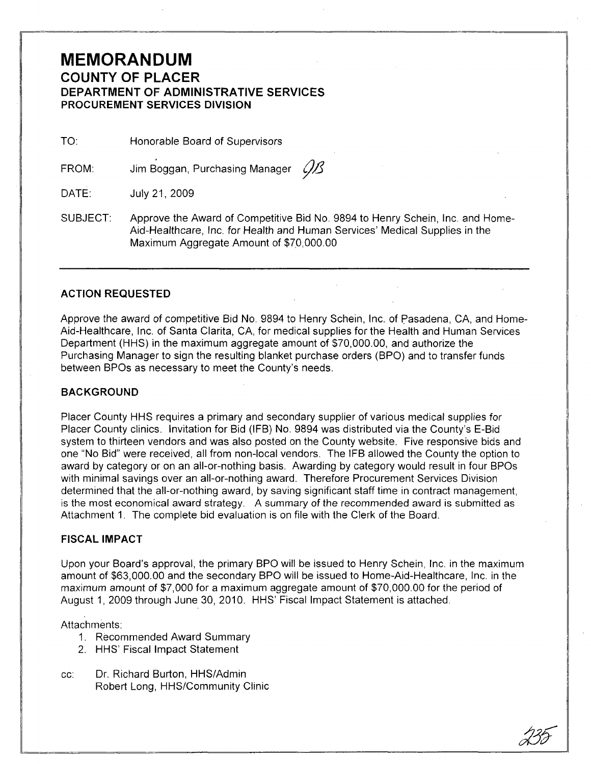# MEMORANDUM

## COUNTY OF PLACER

### DEPARTMENT OF ADMINISTRATIVE SERVICES

### PROCUREMENT SERVICES DIVISION

TO: Honorable Board of Supervisors

FROM: Jim Boggan, Purchasing Manager *JB*

DATE: July 21, 2009

SUBJECT: Approve the Award of Competitive Bid No. 9894 to Henry Schein, Inc. and Home-Aid-Healthcare, Inc. for Health and Human Services' Medical Supplies in the Maximum Aggregate Amount of $70,000.00

---

### ACTION REQUESTED

Approve the award of competitive Bid No. 9894 to Henry Schein, Inc. of Pasadena, CA, and Home-Aid-Healthcare, Inc. of Santa Clarita, CA, for medical supplies for the Health and Human Services Department (HHS) in the maximum aggregate amount of $70,000.00, and authorize the Purchasing Manager to sign the resulting blanket purchase orders (BPO) and to transfer funds between BPOs as necessary to meet the County's needs.

### BACKGROUND

Placer County HHS requires a primary and secondary supplier of various medical supplies for Placer County clinics. Invitation for Bid (IFB) No. 9894 was distributed via the County's E-Bid system to thirteen vendors and was also posted on the County website. Five responsive bids and one "No Bid" were received, all from non-local vendors. The IFB allowed the County the option to award by category or on an all-or-nothing basis. Awarding by category would result in four BPOs with minimal savings over an all-or-nothing award. Therefore Procurement Services Division determined that the all-or-nothing award, by saving significant staff time in contract management, is the most economical award strategy. A summary of the recommended award is submitted as Attachment 1. The complete bid evaluation is on file with the Clerk of the Board.

### FISCAL IMPACT

Upon your Board's approval, the primary BPO will be issued to Henry Schein, Inc. in the maximum amount of $63,000.00 and the secondary BPO will be issued to Home-Aid-Healthcare, Inc. in the maximum amount of $7,000 for a maximum aggregate amount of $70,000.00 for the period of August 1, 2009 through June 30, 2010. HHS' Fiscal Impact Statement is attached.

Attachments:

1. Recommended Award Summary
2. HHS' Fiscal Impact Statement

cc: Dr. Richard Burton, HHS/Admin
Robert Long, HHS/Community Clinic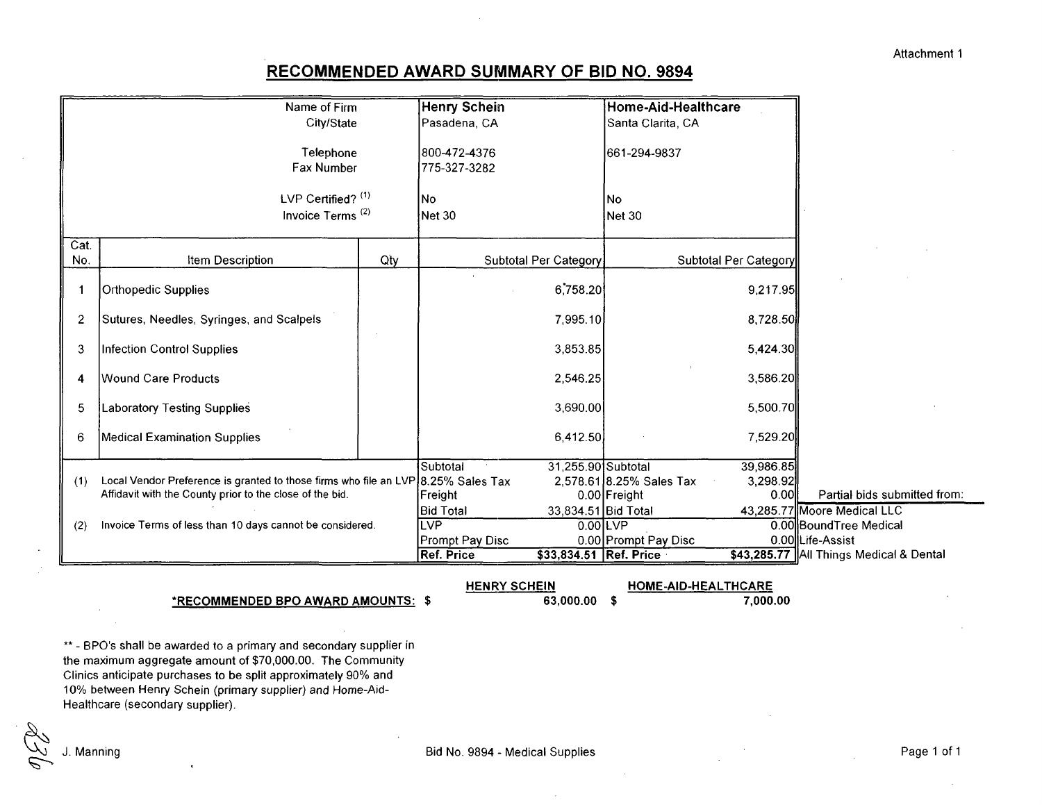Attachment 1

# RECOMMENDED AWARD SUMMARY OF BID NO. 9894

| | | | | |
|---|---|---|---|---|
| | Name of Firm | | **Henry Schein** | **Home-Aid-Healthcare** |
| | City/State | | Pasadena, CA | Santa Clarita, CA |
| | Telephone | | 800-472-4376 | 661-294-9837 |
| | Fax Number | | 775-327-3282 | |
| | LVP Certified? (1) | | No | No |
| | Invoice Terms (2) | | Net 30 | Net 30 |
| **Cat. No.** | **Item Description** | **Qty** | **Subtotal Per Category** | **Subtotal Per Category** |
| 1 | Orthopedic Supplies | | 6,758.20 | 9,217.95 |
| 2 | Sutures, Needles, Syringes, and Scalpels | | 7,995.10 | 8,728.50 |
| 3 | Infection Control Supplies | | 3,853.85 | 5,424.30 |
| 4 | Wound Care Products | | 2,546.25 | 3,586.20 |
| 5 | Laboratory Testing Supplies | | 3,690.00 | 5,500.70 |
| 6 | Medical Examination Supplies | | 6,412.50 | 7,529.20 |
| | | | Subtotal 31,255.90 | Subtotal 39,986.85 |
| (1) | Local Vendor Preference is granted to those firms who file an LVP Affidavit with the County prior to the close of the bid. | | 8.25% Sales Tax 2,578.61 | 8.25% Sales Tax 3,298.92 |
| | | | Freight 0.00 | Freight 0.00 |
| | | | Bid Total 33,834.51 | Bid Total 43,285.77 |
| (2) | Invoice Terms of less than 10 days cannot be considered. | | LVP 0.00 | LVP 0.00 |
| | | | Prompt Pay Disc 0.00 | Prompt Pay Disc 0.00 |
| | | | **Ref. Price $33,834.51** | **Ref. Price $43,285.77** |

Partial bids submitted from:
- Moore Medical LLC
- BoundTree Medical
- Life-Assist
- All Things Medical & Dental

| | HENRY SCHEIN | HOME-AID-HEALTHCARE |
|---|---|---|
| ***RECOMMENDED BPO AWARD AMOUNTS:** | $ 63,000.00 | $ 7,000.00 |

** - BPO's shall be awarded to a primary and secondary supplier in the maximum aggregate amount of $70,000.00. The Community Clinics anticipate purchases to be split approximately 90% and 10% between Henry Schein (primary supplier) and Home-Aid-Healthcare (secondary supplier).

J. Manning

Bid No. 9894 - Medical Supplies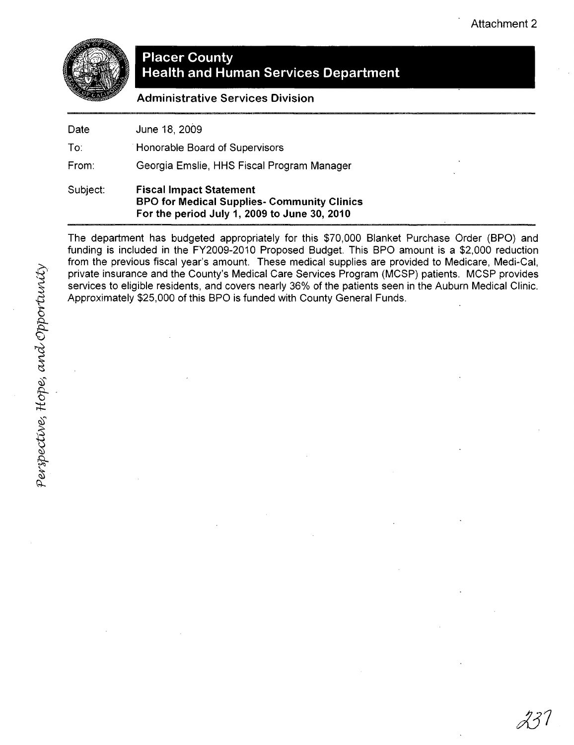Attachment 2

# Placer County
## Health and Human Services Department

**Administrative Services Division**

| | |
|---|---|
| Date | June 18, 2009 |
| To: | Honorable Board of Supervisors |
| From: | Georgia Emslie, HHS Fiscal Program Manager |
| Subject: | **Fiscal Impact Statement**<br>**BPO for Medical Supplies- Community Clinics**<br>**For the period July 1, 2009 to June 30, 2010** |

The department has budgeted appropriately for this $70,000 Blanket Purchase Order (BPO) and funding is included in the FY2009-2010 Proposed Budget. This BPO amount is a $2,000 reduction from the previous fiscal year's amount. These medical supplies are provided to Medicare, Medi-Cal, private insurance and the County's Medical Care Services Program (MCSP) patients. MCSP provides services to eligible residents, and covers nearly 36% of the patients seen in the Auburn Medical Clinic. Approximately $25,000 of this BPO is funded with County General Funds.

*Perspective, Hope, and Opportunity*